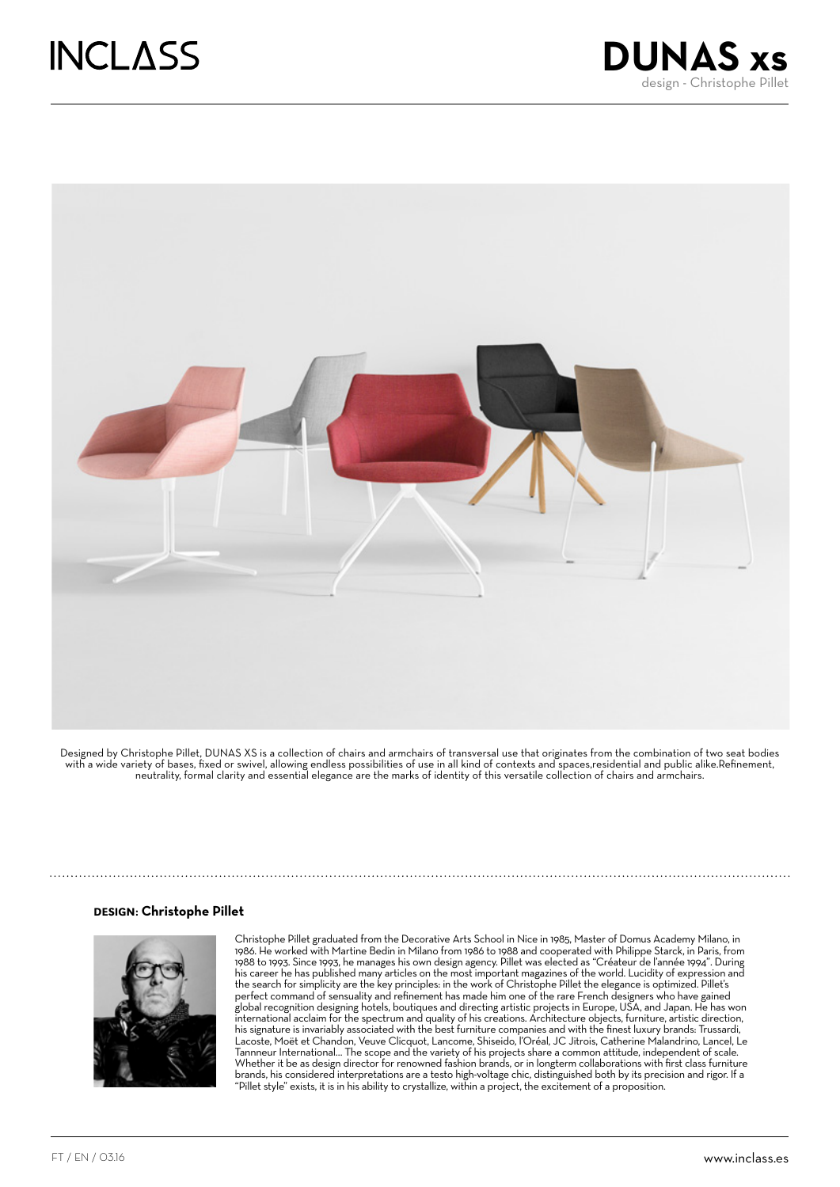INCLASS

# DUNAS xs

design - Christophe Pillet

Designed by Christophe Pillet, DUNAS XS is a collection of chairs and armchairs of transversal use that originates from the combination of two seat bodies with a wide variety of bases, fixed or swivel, allowing endless possibilities of use in all kind of contexts and spaces,residential and public alike.Refinement, neutrality, formal clarity and essential elegance are the marks of identity of this versatile collection of chairs and armchairs.

## DESIGN: Christophe Pillet

Christophe Pillet graduated from the Decorative Arts School in Nice in 1985, Master of Domus Academy Milano, in 1986. He worked with Martine Bedin in Milano from 1986 to 1988 and cooperated with Philippe Starck, in Paris, from 1988 to 1993. Since 1993, he manages his own design agency. Pillet was elected as "Créateur de l'année 1994". During his career he has published many articles on the most important magazines of the world. Lucidity of expression and the search for simplicity are the key principles: in the work of Christophe Pillet the elegance is optimized. Pillet's perfect command of sensuality and refinement has made him one of the rare French designers who have gained global recognition designing hotels, boutiques and directing artistic projects in Europe, USA, and Japan. He has won international acclaim for the spectrum and quality of his creations. Architecture objects, furniture, artistic direction, his signature is invariably associated with the best furniture companies and with the finest luxury brands: Trussardi, Lacoste, Moët et Chandon, Veuve Clicquot, Lancome, Shiseido, l'Oréal, JC Jitrois, Catherine Malandrino, Lancel, Le Tannneur International... The scope and the variety of his projects share a common attitude, independent of scale. Whether it be as design director for renowned fashion brands, or in longterm collaborations with first class furniture brands, his considered interpretations are a testo high-voltage chic, distinguished both by its precision and rigor. If a "Pillet style" exists, it is in his ability to crystallize, within a project, the excitement of a proposition.

FT / EN / 03.16

www.inclass.es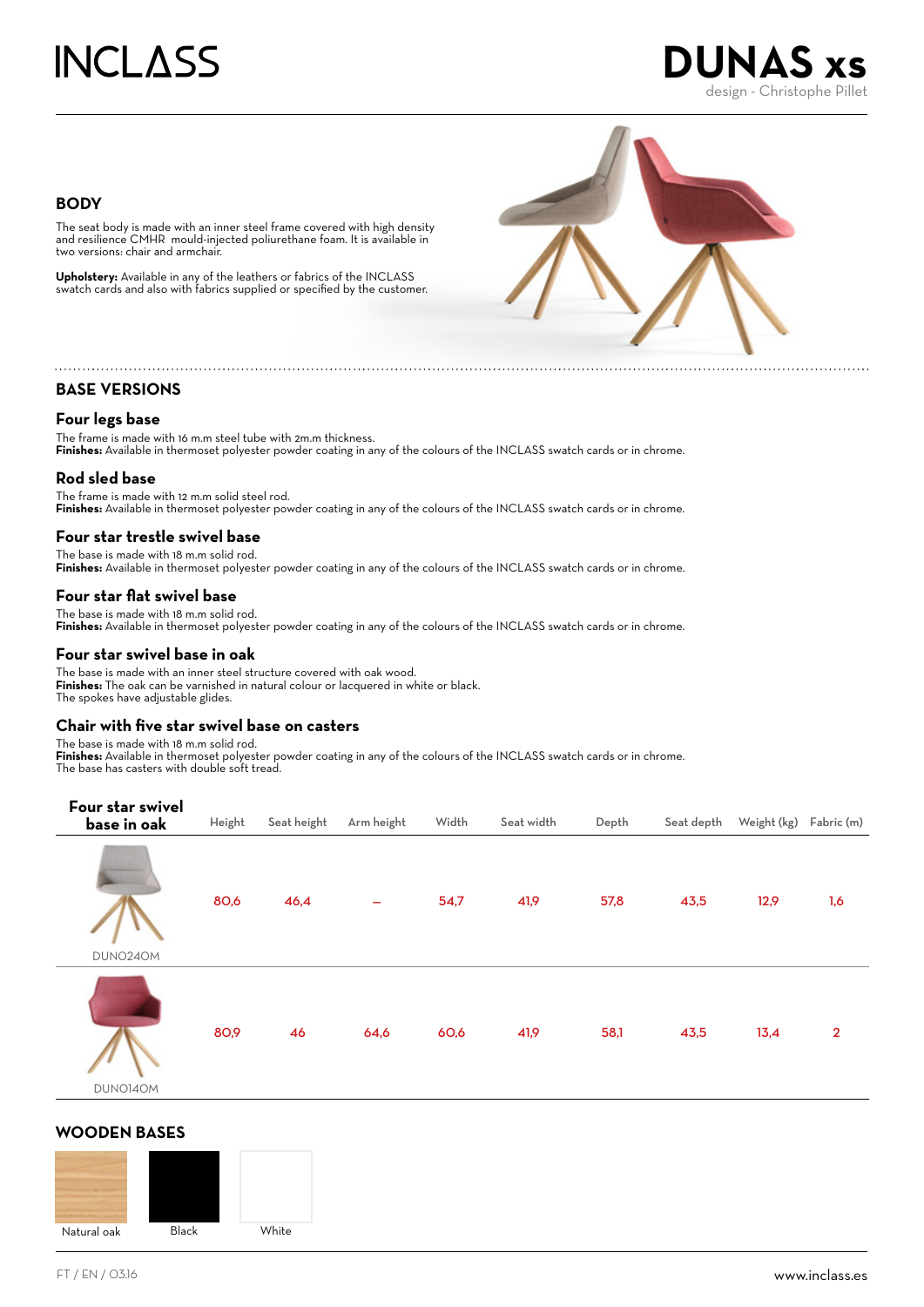# INCLASS

# DUNAS xs

design - Christophe Pillet

## BODY

The seat body is made with an inner steel frame covered with high density and resilience CMHR mould-injected poliurethane foam. It is available in two versions: chair and armchair.

**Upholstery:** Available in any of the leathers or fabrics of the INCLASS swatch cards and also with fabrics supplied or specified by the customer.

## BASE VERSIONS

### Four legs base

The frame is made with 16 m.m steel tube with 2m.m thickness.
**Finishes:** Available in thermoset polyester powder coating in any of the colours of the INCLASS swatch cards or in chrome.

### Rod sled base

The frame is made with 12 m.m solid steel rod.
**Finishes:** Available in thermoset polyester powder coating in any of the colours of the INCLASS swatch cards or in chrome.

### Four star trestle swivel base

The base is made with 18 m.m solid rod.
**Finishes:** Available in thermoset polyester powder coating in any of the colours of the INCLASS swatch cards or in chrome.

### Four star flat swivel base

The base is made with 18 m.m solid rod.
**Finishes:** Available in thermoset polyester powder coating in any of the colours of the INCLASS swatch cards or in chrome.

### Four star swivel base in oak

The base is made with an inner steel structure covered with oak wood.
**Finishes:** The oak can be varnished in natural colour or lacquered in white or black.
The spokes have adjustable glides.

### Chair with five star swivel base on casters

The base is made with 18 m.m solid rod.
**Finishes:** Available in thermoset polyester powder coating in any of the colours of the INCLASS swatch cards or in chrome.
The base has casters with double soft tread.

| Four star swivel base in oak | Height | Seat height | Arm height | Width | Seat width | Depth | Seat depth | Weight (kg) | Fabric (m) |
|---|---|---|---|---|---|---|---|---|---|
| DUNO24OM | 80,6 | 46,4 | – | 54,7 | 41,9 | 57,8 | 43,5 | 12,9 | 1,6 |
| DUNO14OM | 80,9 | 46 | 64,6 | 60,6 | 41,9 | 58,1 | 43,5 | 13,4 | 2 |

## WOODEN BASES

Natural oak | Black | White

FT / EN / 03.16

www.inclass.es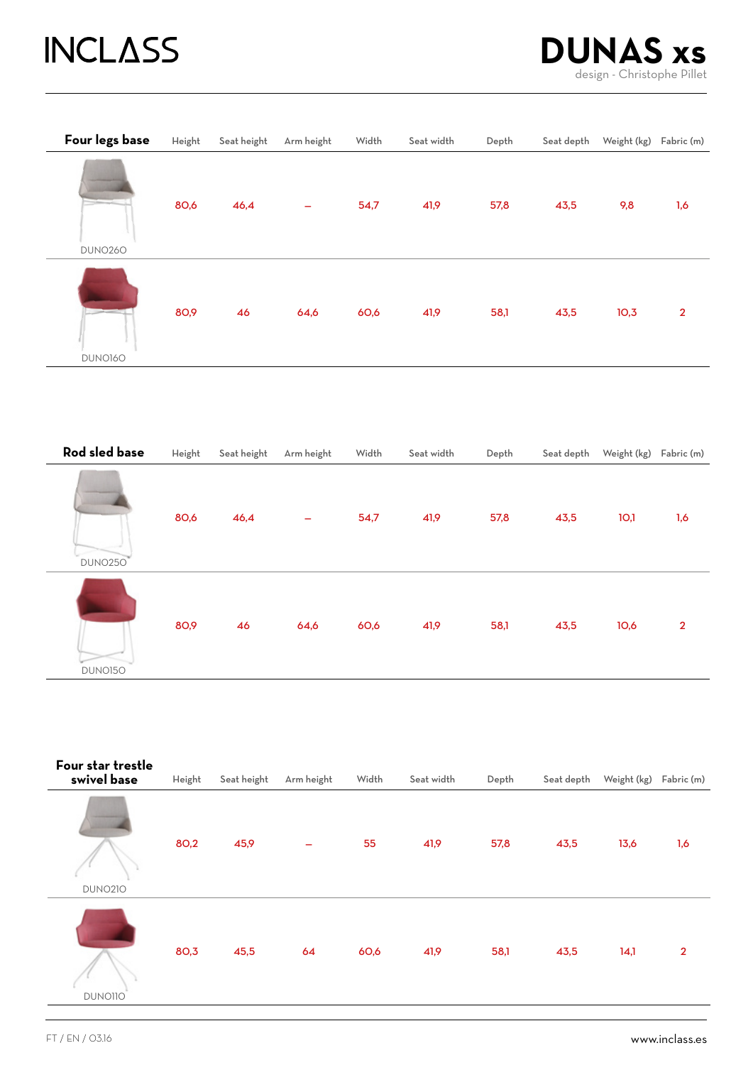# INCLASS

## DUNAS xs

design - Christophe Pillet

| Four legs base | Height | Seat height | Arm height | Width | Seat width | Depth | Seat depth | Weight (kg) | Fabric (m) |
|---|---|---|---|---|---|---|---|---|---|
| DUNO260 | 80,6 | 46,4 | – | 54,7 | 41,9 | 57,8 | 43,5 | 9,8 | 1,6 |
| DUNO160 | 80,9 | 46 | 64,6 | 60,6 | 41,9 | 58,1 | 43,5 | 10,3 | 2 |

| Rod sled base | Height | Seat height | Arm height | Width | Seat width | Depth | Seat depth | Weight (kg) | Fabric (m) |
|---|---|---|---|---|---|---|---|---|---|
| DUNO250 | 80,6 | 46,4 | – | 54,7 | 41,9 | 57,8 | 43,5 | 10,1 | 1,6 |
| DUNO150 | 80,9 | 46 | 64,6 | 60,6 | 41,9 | 58,1 | 43,5 | 10,6 | 2 |

| Four star trestle swivel base | Height | Seat height | Arm height | Width | Seat width | Depth | Seat depth | Weight (kg) | Fabric (m) |
|---|---|---|---|---|---|---|---|---|---|
| DUNO210 | 80,2 | 45,9 | – | 55 | 41,9 | 57,8 | 43,5 | 13,6 | 1,6 |
| DUNO110 | 80,3 | 45,5 | 64 | 60,6 | 41,9 | 58,1 | 43,5 | 14,1 | 2 |

FT / EN / 03.16

www.inclass.es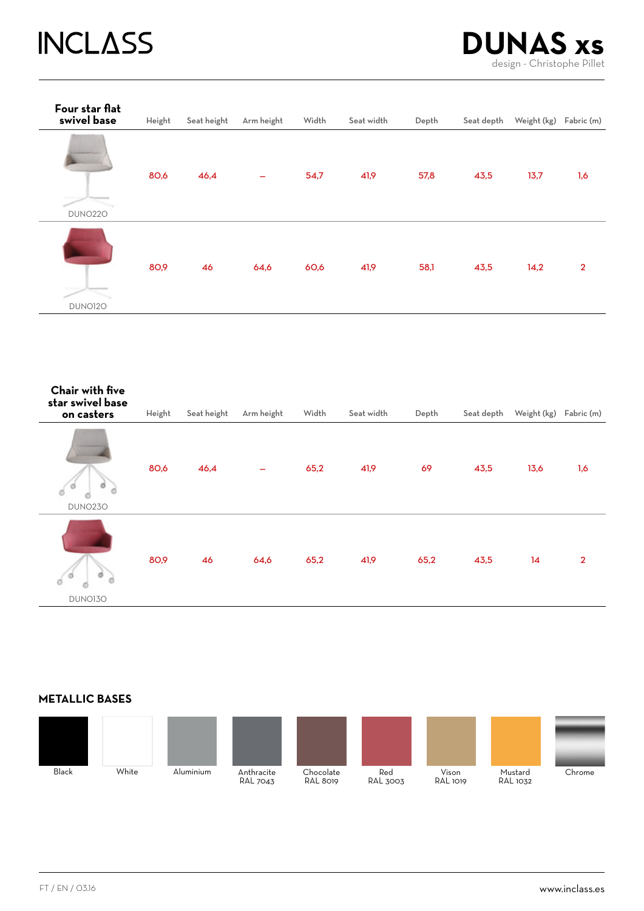# INCLASS

# DUNAS xs

design - Christophe Pillet

| Four star flat swivel base | Height | Seat height | Arm height | Width | Seat width | Depth | Seat depth | Weight (kg) | Fabric (m) |
|---|---|---|---|---|---|---|---|---|---|
| DUNO220 | 80,6 | 46,4 | – | 54,7 | 41,9 | 57,8 | 43,5 | 13,7 | 1,6 |
| DUNO120 | 80,9 | 46 | 64,6 | 60,6 | 41,9 | 58,1 | 43,5 | 14,2 | 2 |

| Chair with five star swivel base on casters | Height | Seat height | Arm height | Width | Seat width | Depth | Seat depth | Weight (kg) | Fabric (m) |
|---|---|---|---|---|---|---|---|---|---|
| DUNO230 | 80,6 | 46,4 | – | 65,2 | 41,9 | 69 | 43,5 | 13,6 | 1,6 |
| DUNO130 | 80,9 | 46 | 64,6 | 65,2 | 41,9 | 65,2 | 43,5 | 14 | 2 |

## METALLIC BASES

Black
White
Aluminium
Anthracite RAL 7043
Chocolate RAL 8019
Red RAL 3003
Vison RAL 1019
Mustard RAL 1032
Chrome

FT / EN / 03.16

www.inclass.es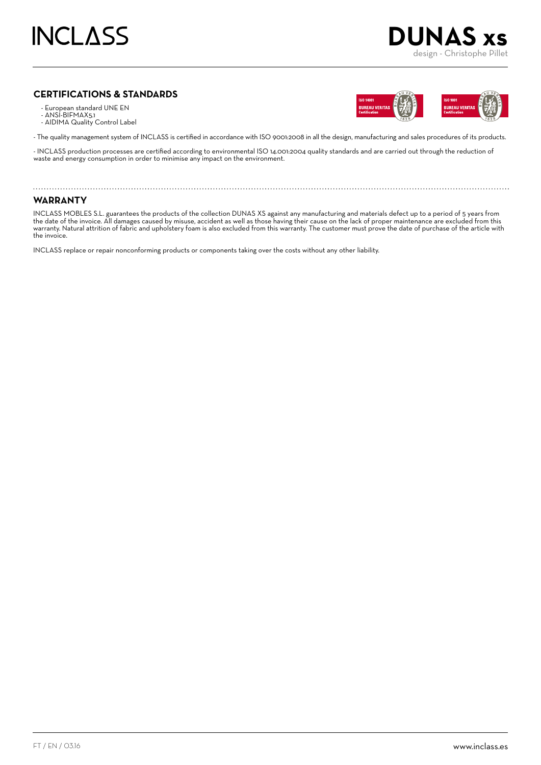## CERTIFICATIONS & STANDARDS

- European standard UNE EN
- ANSI-BIFMAX5.1
- AIDIMA Quality Control Label

- The quality management system of INCLASS is certified in accordance with ISO 9001:2008 in all the design, manufacturing and sales procedures of its products.

- INCLASS production processes are certified according to environmental ISO 14.001:2004 quality standards and are carried out through the reduction of waste and energy consumption in order to minimise any impact on the environment.

## WARRANTY

INCLASS MOBLES S.L. guarantees the products of the collection DUNAS XS against any manufacturing and materials defect up to a period of 5 years from the date of the invoice. All damages caused by misuse, accident as well as those having their cause on the lack of proper maintenance are excluded from this warranty. Natural attrition of fabric and upholstery foam is also excluded from this warranty. The customer must prove the date of purchase of the article with the invoice.

INCLASS replace or repair nonconforming products or components taking over the costs without any other liability.